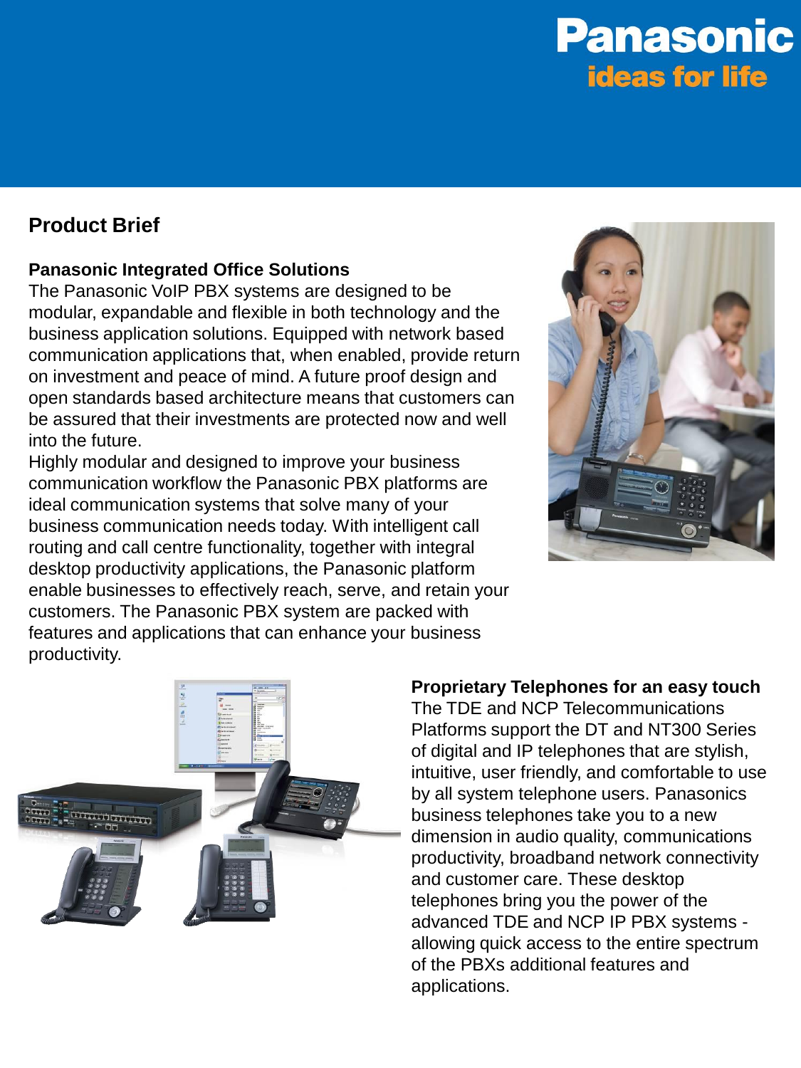Panasonic
ideas for life

# Product Brief

## Panasonic Integrated Office Solutions

The Panasonic VoIP PBX systems are designed to be modular, expandable and flexible in both technology and the business application solutions. Equipped with network based communication applications that, when enabled, provide return on investment and peace of mind. A future proof design and open standards based architecture means that customers can be assured that their investments are protected now and well into the future.

Highly modular and designed to improve your business communication workflow the Panasonic PBX platforms are ideal communication systems that solve many of your business communication needs today. With intelligent call routing and call centre functionality, together with integral desktop productivity applications, the Panasonic platform enable businesses to effectively reach, serve, and retain your customers. The Panasonic PBX system are packed with features and applications that can enhance your business productivity.

## Proprietary Telephones for an easy touch

The TDE and NCP Telecommunications Platforms support the DT and NT300 Series of digital and IP telephones that are stylish, intuitive, user friendly, and comfortable to use by all system telephone users. Panasonics business telephones take you to a new dimension in audio quality, communications productivity, broadband network connectivity and customer care. These desktop telephones bring you the power of the advanced TDE and NCP IP PBX systems - allowing quick access to the entire spectrum of the PBXs additional features and applications.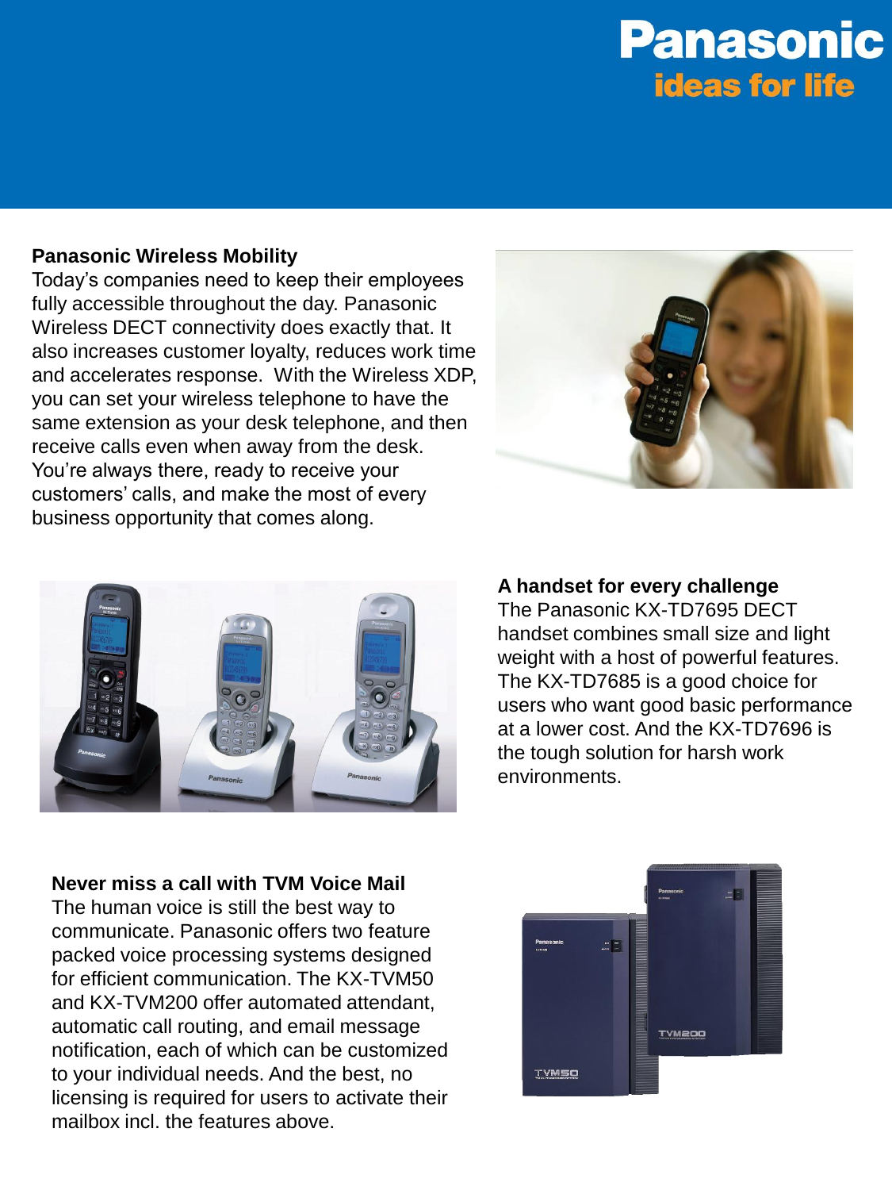Panasonic
ideas for life

## Panasonic Wireless Mobility

Today's companies need to keep their employees fully accessible throughout the day. Panasonic Wireless DECT connectivity does exactly that. It also increases customer loyalty, reduces work time and accelerates response. With the Wireless XDP, you can set your wireless telephone to have the same extension as your desk telephone, and then receive calls even when away from the desk. You're always there, ready to receive your customers' calls, and make the most of every business opportunity that comes along.

## A handset for every challenge

The Panasonic KX-TD7695 DECT handset combines small size and light weight with a host of powerful features. The KX-TD7685 is a good choice for users who want good basic performance at a lower cost. And the KX-TD7696 is the tough solution for harsh work environments.

## Never miss a call with TVM Voice Mail

The human voice is still the best way to communicate. Panasonic offers two feature packed voice processing systems designed for efficient communication. The KX-TVM50 and KX-TVM200 offer automated attendant, automatic call routing, and email message notification, each of which can be customized to your individual needs. And the best, no licensing is required for users to activate their mailbox incl. the features above.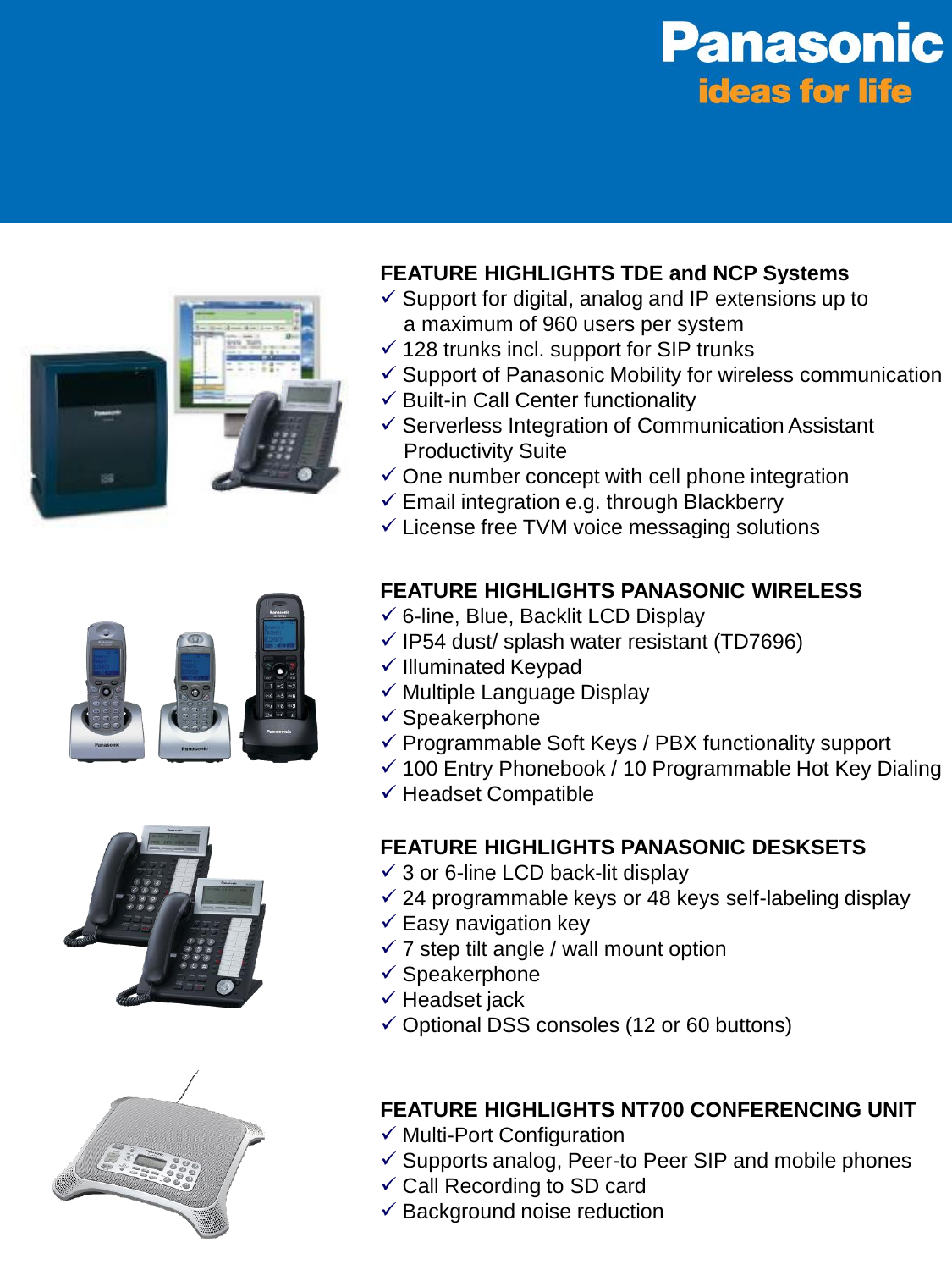**Panasonic**
**ideas for life**

## FEATURE HIGHLIGHTS TDE and NCP Systems

- ✓ Support for digital, analog and IP extensions up to a maximum of 960 users per system
- ✓ 128 trunks incl. support for SIP trunks
- ✓ Support of Panasonic Mobility for wireless communication
- ✓ Built-in Call Center functionality
- ✓ Serverless Integration of Communication Assistant Productivity Suite
- ✓ One number concept with cell phone integration
- ✓ Email integration e.g. through Blackberry
- ✓ License free TVM voice messaging solutions

## FEATURE HIGHLIGHTS PANASONIC WIRELESS

- ✓ 6-line, Blue, Backlit LCD Display
- ✓ IP54 dust/ splash water resistant (TD7696)
- ✓ Illuminated Keypad
- ✓ Multiple Language Display
- ✓ Speakerphone
- ✓ Programmable Soft Keys / PBX functionality support
- ✓ 100 Entry Phonebook / 10 Programmable Hot Key Dialing
- ✓ Headset Compatible

## FEATURE HIGHLIGHTS PANASONIC DESKSETS

- ✓ 3 or 6-line LCD back-lit display
- ✓ 24 programmable keys or 48 keys self-labeling display
- ✓ Easy navigation key
- ✓ 7 step tilt angle / wall mount option
- ✓ Speakerphone
- ✓ Headset jack
- ✓ Optional DSS consoles (12 or 60 buttons)

## FEATURE HIGHLIGHTS NT700 CONFERENCING UNIT

- ✓ Multi-Port Configuration
- ✓ Supports analog, Peer-to Peer SIP and mobile phones
- ✓ Call Recording to SD card
- ✓ Background noise reduction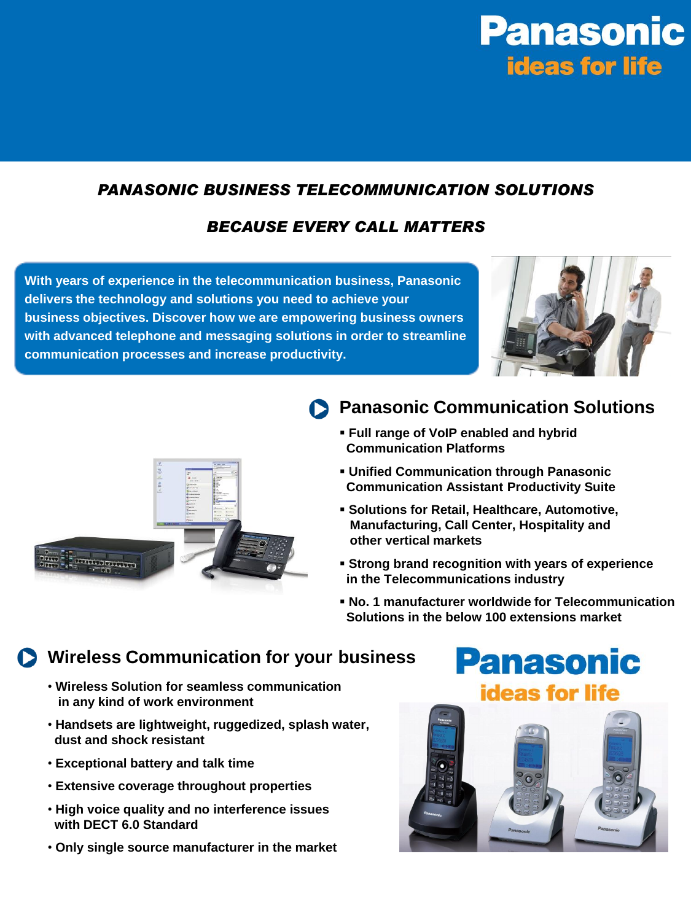Panasonic
ideas for life

***PANASONIC BUSINESS TELECOMMUNICATION SOLUTIONS***

***BECAUSE EVERY CALL MATTERS***

**With years of experience in the telecommunication business, Panasonic delivers the technology and solutions you need to achieve your business objectives. Discover how we are empowering business owners with advanced telephone and messaging solutions in order to streamline communication processes and increase productivity.**

## Panasonic Communication Solutions

- **Full range of VoIP enabled and hybrid Communication Platforms**
- **Unified Communication through Panasonic Communication Assistant Productivity Suite**
- **Solutions for Retail, Healthcare, Automotive, Manufacturing, Call Center, Hospitality and other vertical markets**
- **Strong brand recognition with years of experience in the Telecommunications industry**
- **No. 1 manufacturer worldwide for Telecommunication Solutions in the below 100 extensions market**

## Wireless Communication for your business

- **Wireless Solution for seamless communication in any kind of work environment**
- **Handsets are lightweight, ruggedized, splash water, dust and shock resistant**
- **Exceptional battery and talk time**
- **Extensive coverage throughout properties**
- **High voice quality and no interference issues with DECT 6.0 Standard**
- **Only single source manufacturer in the market**

Panasonic
ideas for life